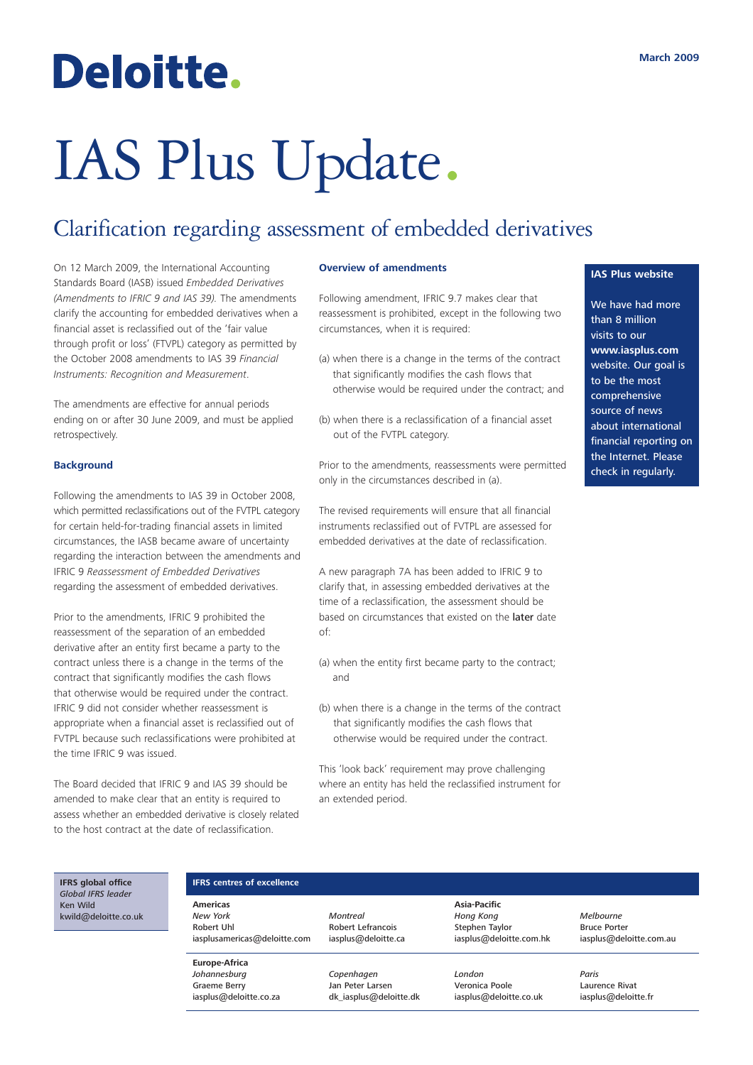# Deloitte.

March 2009

# IAS Plus Update.

## Clarification regarding assessment of embedded derivatives

On 12 March 2009, the International Accounting Standards Board (IASB) issued *Embedded Derivatives (Amendments to IFRIC 9 and IAS 39).* The amendments clarify the accounting for embedded derivatives when a financial asset is reclassified out of the 'fair value through profit or loss' (FVTPL) category as permitted by the October 2008 amendments to IAS 39 *Financial Instruments: Recognition and Measurement*.

The amendments are effective for annual periods ending on or after 30 June 2009, and must be applied retrospectively.

### Background

Following the amendments to IAS 39 in October 2008, which permitted reclassifications out of the FVTPL category for certain held-for-trading financial assets in limited circumstances, the IASB became aware of uncertainty regarding the interaction between the amendments and IFRIC 9 *Reassessment of Embedded Derivatives* regarding the assessment of embedded derivatives.

Prior to the amendments, IFRIC 9 prohibited the reassessment of the separation of an embedded derivative after an entity first became a party to the contract unless there is a change in the terms of the contract that significantly modifies the cash flows that otherwise would be required under the contract. IFRIC 9 did not consider whether reassessment is appropriate when a financial asset is reclassified out of FVTPL because such reclassifications were prohibited at the time IFRIC 9 was issued.

The Board decided that IFRIC 9 and IAS 39 should be amended to make clear that an entity is required to assess whether an embedded derivative is closely related to the host contract at the date of reclassification.

### Overview of amendments

Following amendment, IFRIC 9.7 makes clear that reassessment is prohibited, except in the following two circumstances, when it is required:

(a) when there is a change in the terms of the contract that significantly modifies the cash flows that otherwise would be required under the contract; and

(b) when there is a reclassification of a financial asset out of the FVTPL category.

Prior to the amendments, reassessments were permitted only in the circumstances described in (a).

The revised requirements will ensure that all financial instruments reclassified out of FVTPL are assessed for embedded derivatives at the date of reclassification.

A new paragraph 7A has been added to IFRIC 9 to clarify that, in assessing embedded derivatives at the time of a reclassification, the assessment should be based on circumstances that existed on the later date of:

(a) when the entity first became party to the contract; and

(b) when there is a change in the terms of the contract that significantly modifies the cash flows that otherwise would be required under the contract.

This 'look back' requirement may prove challenging where an entity has held the reclassified instrument for an extended period.

**IAS Plus website**

We have had more than 8 million visits to our **www.iasplus.com** website. Our goal is to be the most comprehensive source of news about international financial reporting on the Internet. Please check in regularly.

**IFRS global office**
*Global IFRS leader*
Ken Wild
kwild@deloitte.co.uk

**IFRS centres of excellence**

| | | | |
|---|---|---|---|
| **Americas** | | **Asia-Pacific** | |
| *New York* | *Montreal* | *Hong Kong* | *Melbourne* |
| Robert Uhl | Robert Lefrancois | Stephen Taylor | Bruce Porter |
| iasplusamericas@deloitte.com | iasplus@deloitte.ca | iasplus@deloitte.com.hk | iasplus@deloitte.com.au |
| **Europe-Africa** | | | |
| *Johannesburg* | *Copenhagen* | *London* | *Paris* |
| Graeme Berry | Jan Peter Larsen | Veronica Poole | Laurence Rivat |
| iasplus@deloitte.co.za | dk_iasplus@deloitte.dk | iasplus@deloitte.co.uk | iasplus@deloitte.fr |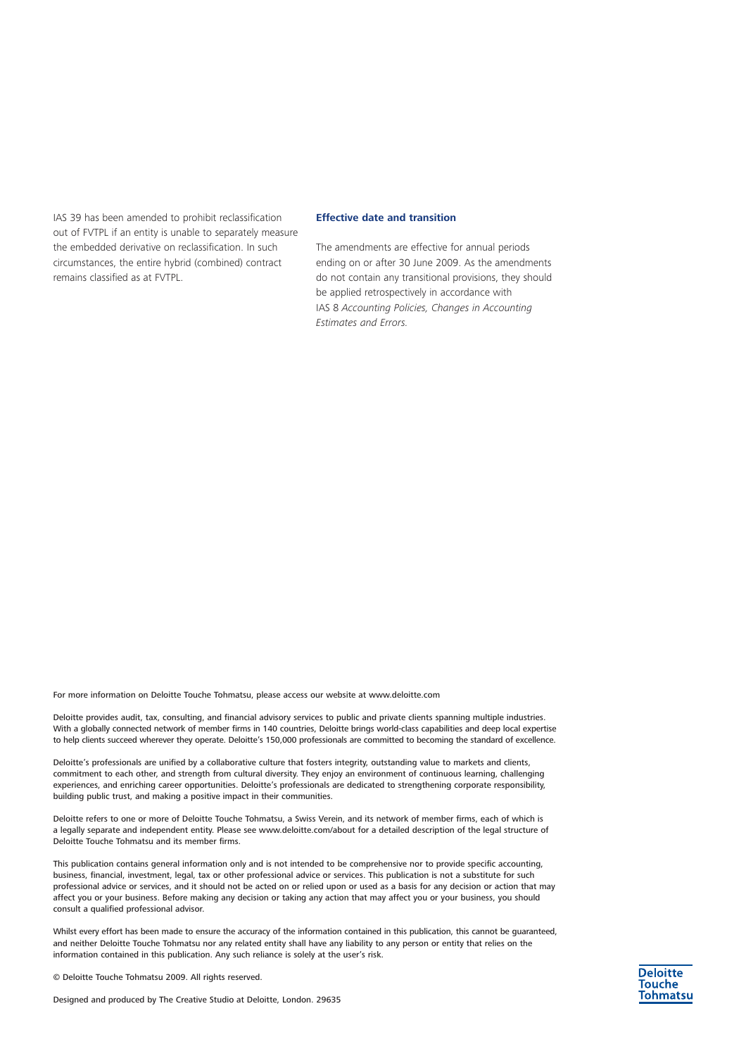IAS 39 has been amended to prohibit reclassification out of FVTPL if an entity is unable to separately measure the embedded derivative on reclassification. In such circumstances, the entire hybrid (combined) contract remains classified as at FVTPL.

### Effective date and transition

The amendments are effective for annual periods ending on or after 30 June 2009. As the amendments do not contain any transitional provisions, they should be applied retrospectively in accordance with IAS 8 *Accounting Policies, Changes in Accounting Estimates and Errors.*

For more information on Deloitte Touche Tohmatsu, please access our website at www.deloitte.com

Deloitte provides audit, tax, consulting, and financial advisory services to public and private clients spanning multiple industries. With a globally connected network of member firms in 140 countries, Deloitte brings world-class capabilities and deep local expertise to help clients succeed wherever they operate. Deloitte's 150,000 professionals are committed to becoming the standard of excellence.

Deloitte's professionals are unified by a collaborative culture that fosters integrity, outstanding value to markets and clients, commitment to each other, and strength from cultural diversity. They enjoy an environment of continuous learning, challenging experiences, and enriching career opportunities. Deloitte's professionals are dedicated to strengthening corporate responsibility, building public trust, and making a positive impact in their communities.

Deloitte refers to one or more of Deloitte Touche Tohmatsu, a Swiss Verein, and its network of member firms, each of which is a legally separate and independent entity. Please see www.deloitte.com/about for a detailed description of the legal structure of Deloitte Touche Tohmatsu and its member firms.

This publication contains general information only and is not intended to be comprehensive nor to provide specific accounting, business, financial, investment, legal, tax or other professional advice or services. This publication is not a substitute for such professional advice or services, and it should not be acted on or relied upon or used as a basis for any decision or action that may affect you or your business. Before making any decision or taking any action that may affect you or your business, you should consult a qualified professional advisor.

Whilst every effort has been made to ensure the accuracy of the information contained in this publication, this cannot be guaranteed, and neither Deloitte Touche Tohmatsu nor any related entity shall have any liability to any person or entity that relies on the information contained in this publication. Any such reliance is solely at the user's risk.

© Deloitte Touche Tohmatsu 2009. All rights reserved.

Designed and produced by The Creative Studio at Deloitte, London. 29635

Deloitte Touche Tohmatsu